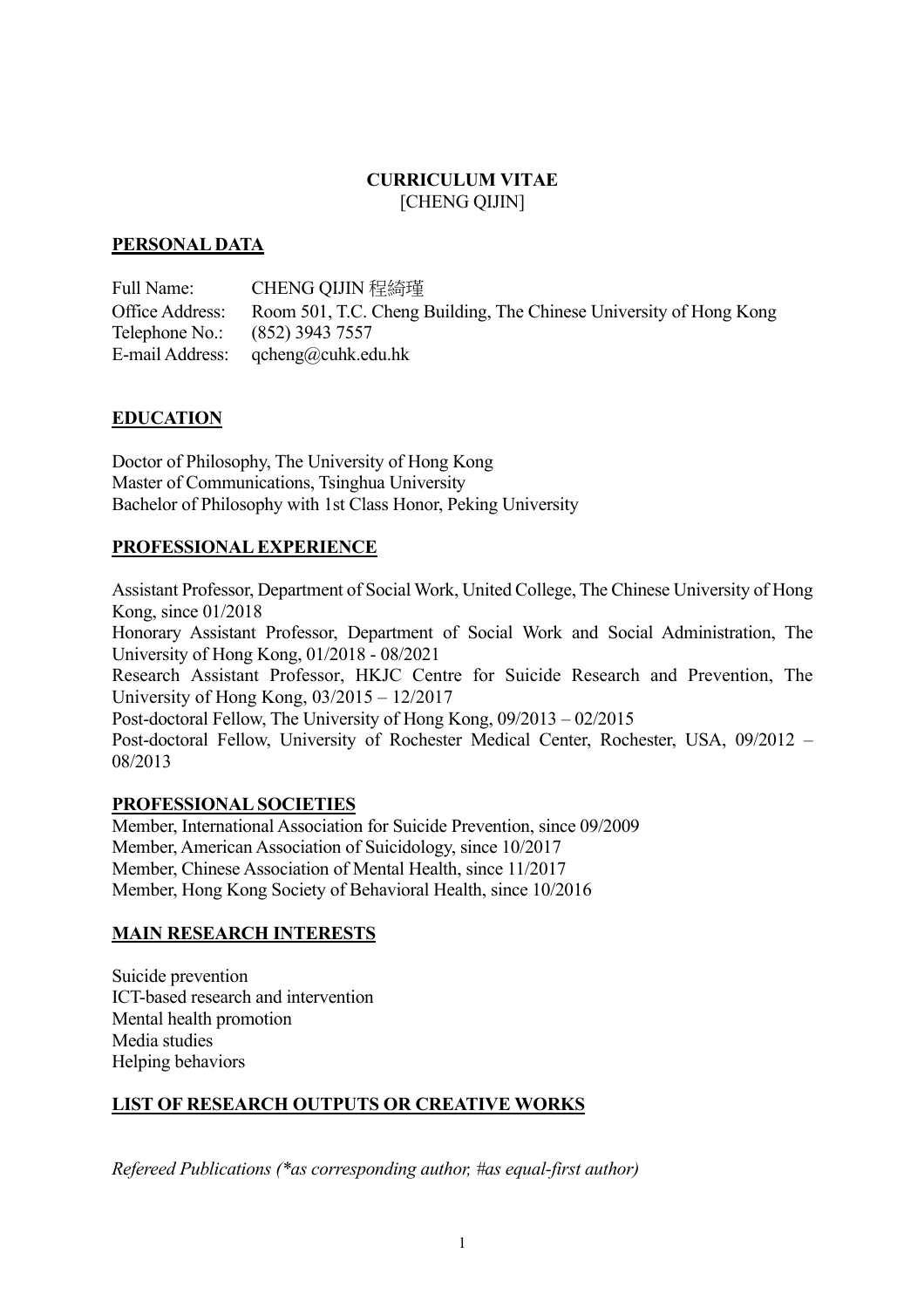# CURRICULUM VITAE
[CHENG QIJIN]

## PERSONAL DATA

Full Name: CHENG QIJIN 程綺瑾
Office Address: Room 501, T.C. Cheng Building, The Chinese University of Hong Kong
Telephone No.: (852) 3943 7557
E-mail Address: qcheng@cuhk.edu.hk

## EDUCATION

Doctor of Philosophy, The University of Hong Kong
Master of Communications, Tsinghua University
Bachelor of Philosophy with 1st Class Honor, Peking University

## PROFESSIONAL EXPERIENCE

Assistant Professor, Department of Social Work, United College, The Chinese University of Hong Kong, since 01/2018
Honorary Assistant Professor, Department of Social Work and Social Administration, The University of Hong Kong, 01/2018 - 08/2021
Research Assistant Professor, HKJC Centre for Suicide Research and Prevention, The University of Hong Kong, 03/2015 – 12/2017
Post-doctoral Fellow, The University of Hong Kong, 09/2013 – 02/2015
Post-doctoral Fellow, University of Rochester Medical Center, Rochester, USA, 09/2012 – 08/2013

## PROFESSIONAL SOCIETIES

Member, International Association for Suicide Prevention, since 09/2009
Member, American Association of Suicidology, since 10/2017
Member, Chinese Association of Mental Health, since 11/2017
Member, Hong Kong Society of Behavioral Health, since 10/2016

## MAIN RESEARCH INTERESTS

Suicide prevention
ICT-based research and intervention
Mental health promotion
Media studies
Helping behaviors

## LIST OF RESEARCH OUTPUTS OR CREATIVE WORKS

*Refereed Publications (*as corresponding author, #as equal-first author)*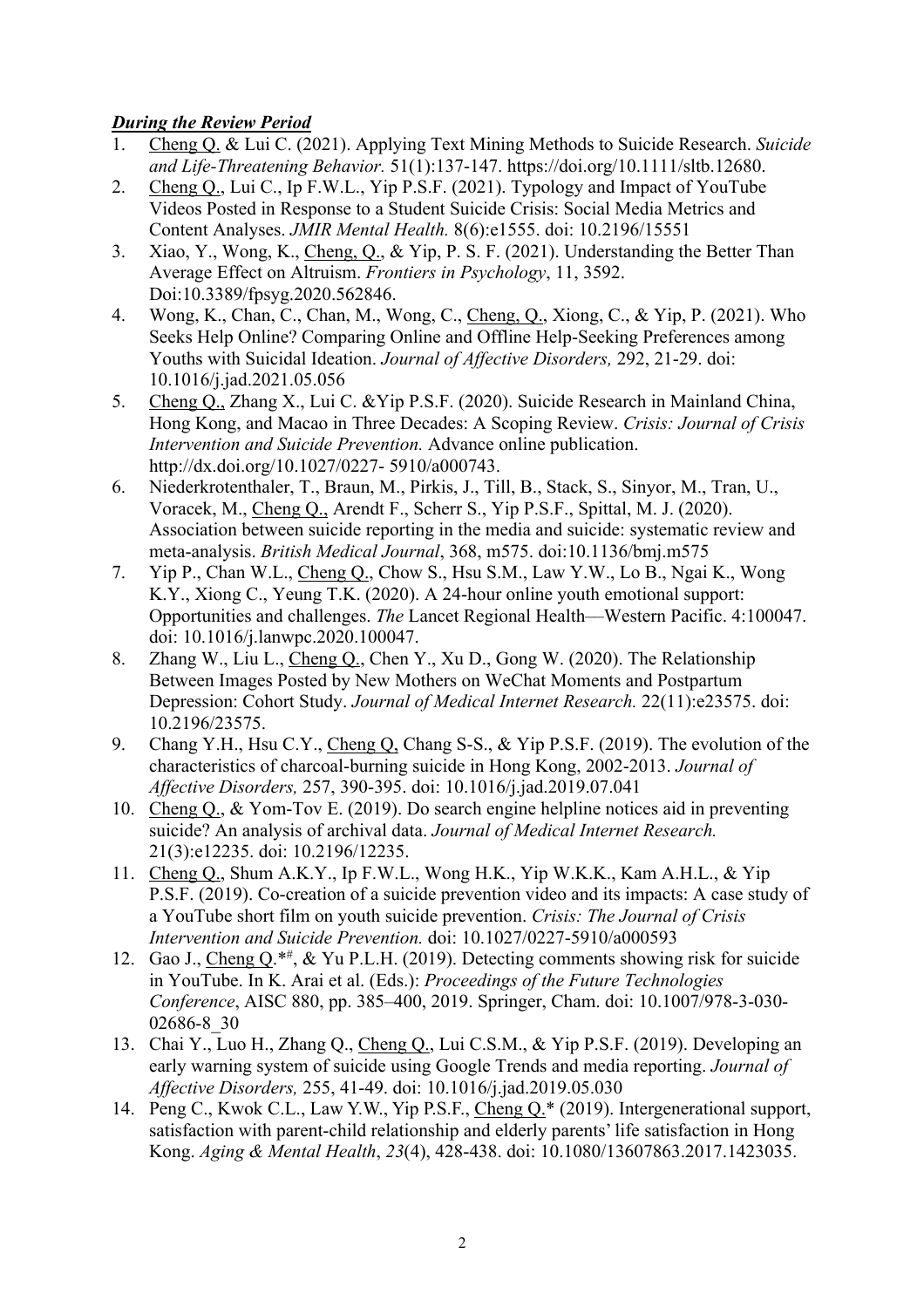***During the Review Period***

1. Cheng Q. & Lui C. (2021). Applying Text Mining Methods to Suicide Research. *Suicide and Life-Threatening Behavior.* 51(1):137-147. https://doi.org/10.1111/sltb.12680.
2. Cheng Q., Lui C., Ip F.W.L., Yip P.S.F. (2021). Typology and Impact of YouTube Videos Posted in Response to a Student Suicide Crisis: Social Media Metrics and Content Analyses. *JMIR Mental Health.* 8(6):e1555. doi: 10.2196/15551
3. Xiao, Y., Wong, K., Cheng, Q., & Yip, P. S. F. (2021). Understanding the Better Than Average Effect on Altruism. *Frontiers in Psychology*, 11, 3592. Doi:10.3389/fpsyg.2020.562846.
4. Wong, K., Chan, C., Chan, M., Wong, C., Cheng, Q., Xiong, C., & Yip, P. (2021). Who Seeks Help Online? Comparing Online and Offline Help-Seeking Preferences among Youths with Suicidal Ideation. *Journal of Affective Disorders,* 292, 21-29. doi: 10.1016/j.jad.2021.05.056
5. Cheng Q., Zhang X., Lui C. &Yip P.S.F. (2020). Suicide Research in Mainland China, Hong Kong, and Macao in Three Decades: A Scoping Review. *Crisis: Journal of Crisis Intervention and Suicide Prevention.* Advance online publication. http://dx.doi.org/10.1027/0227- 5910/a000743.
6. Niederkrotenthaler, T., Braun, M., Pirkis, J., Till, B., Stack, S., Sinyor, M., Tran, U., Voracek, M., Cheng Q., Arendt F., Scherr S., Yip P.S.F., Spittal, M. J. (2020). Association between suicide reporting in the media and suicide: systematic review and meta-analysis. *British Medical Journal*, 368, m575. doi:10.1136/bmj.m575
7. Yip P., Chan W.L., Cheng Q., Chow S., Hsu S.M., Law Y.W., Lo B., Ngai K., Wong K.Y., Xiong C., Yeung T.K. (2020). A 24-hour online youth emotional support: Opportunities and challenges. *The* Lancet Regional Health—Western Pacific. 4:100047. doi: 10.1016/j.lanwpc.2020.100047.
8. Zhang W., Liu L., Cheng Q., Chen Y., Xu D., Gong W. (2020). The Relationship Between Images Posted by New Mothers on WeChat Moments and Postpartum Depression: Cohort Study. *Journal of Medical Internet Research.* 22(11):e23575. doi: 10.2196/23575.
9. Chang Y.H., Hsu C.Y., Cheng Q, Chang S-S., & Yip P.S.F. (2019). The evolution of the characteristics of charcoal-burning suicide in Hong Kong, 2002-2013. *Journal of Affective Disorders,* 257, 390-395. doi: 10.1016/j.jad.2019.07.041
10. Cheng Q., & Yom-Tov E. (2019). Do search engine helpline notices aid in preventing suicide? An analysis of archival data. *Journal of Medical Internet Research.* 21(3):e12235. doi: 10.2196/12235.
11. Cheng Q., Shum A.K.Y., Ip F.W.L., Wong H.K., Yip W.K.K., Kam A.H.L., & Yip P.S.F. (2019). Co-creation of a suicide prevention video and its impacts: A case study of a YouTube short film on youth suicide prevention. *Crisis: The Journal of Crisis Intervention and Suicide Prevention.* doi: 10.1027/0227-5910/a000593
12. Gao J., Cheng Q.*[#], & Yu P.L.H. (2019). Detecting comments showing risk for suicide in YouTube. In K. Arai et al. (Eds.): *Proceedings of the Future Technologies Conference*, AISC 880, pp. 385–400, 2019. Springer, Cham. doi: 10.1007/978-3-030-02686-8_30
13. Chai Y., Luo H., Zhang Q., Cheng Q., Lui C.S.M., & Yip P.S.F. (2019). Developing an early warning system of suicide using Google Trends and media reporting. *Journal of Affective Disorders,* 255, 41-49. doi: 10.1016/j.jad.2019.05.030
14. Peng C., Kwok C.L., Law Y.W., Yip P.S.F., Cheng Q.* (2019). Intergenerational support, satisfaction with parent-child relationship and elderly parents' life satisfaction in Hong Kong. *Aging & Mental Health*, *23*(4), 428-438. doi: 10.1080/13607863.2017.1423035.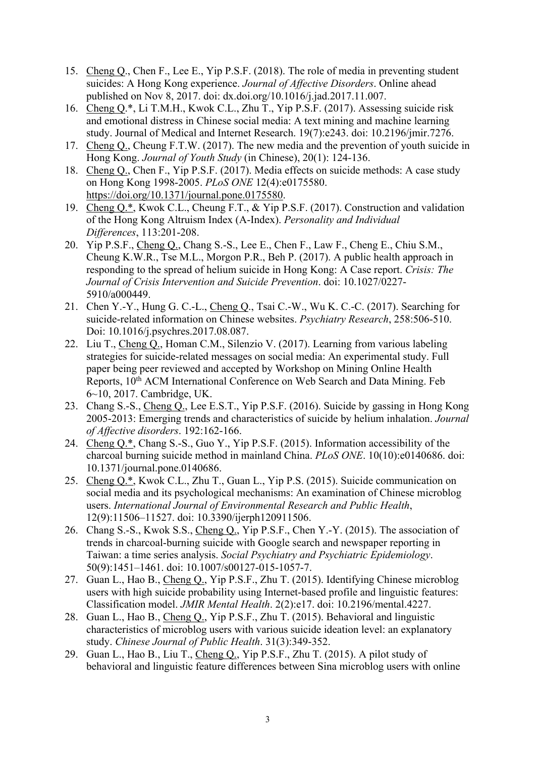15. Cheng Q., Chen F., Lee E., Yip P.S.F. (2018). The role of media in preventing student suicides: A Hong Kong experience. *Journal of Affective Disorders*. Online ahead published on Nov 8, 2017. doi: dx.doi.org/10.1016/j.jad.2017.11.007.
16. Cheng Q.*, Li T.M.H., Kwok C.L., Zhu T., Yip P.S.F. (2017). Assessing suicide risk and emotional distress in Chinese social media: A text mining and machine learning study. Journal of Medical and Internet Research. 19(7):e243. doi: 10.2196/jmir.7276.
17. Cheng Q., Cheung F.T.W. (2017). The new media and the prevention of youth suicide in Hong Kong. *Journal of Youth Study* (in Chinese), 20(1): 124-136.
18. Cheng Q., Chen F., Yip P.S.F. (2017). Media effects on suicide methods: A case study on Hong Kong 1998-2005. *PLoS ONE* 12(4):e0175580. https://doi.org/10.1371/journal.pone.0175580.
19. Cheng Q.*, Kwok C.L., Cheung F.T., & Yip P.S.F. (2017). Construction and validation of the Hong Kong Altruism Index (A-Index). *Personality and Individual Differences*, 113:201-208.
20. Yip P.S.F., Cheng Q., Chang S.-S., Lee E., Chen F., Law F., Cheng E., Chiu S.M., Cheung K.W.R., Tse M.L., Morgon P.R., Beh P. (2017). A public health approach in responding to the spread of helium suicide in Hong Kong: A Case report. *Crisis: The Journal of Crisis Intervention and Suicide Prevention*. doi: 10.1027/0227-5910/a000449.
21. Chen Y.-Y., Hung G. C.-L., Cheng Q., Tsai C.-W., Wu K. C.-C. (2017). Searching for suicide-related information on Chinese websites. *Psychiatry Research*, 258:506-510. Doi: 10.1016/j.psychres.2017.08.087.
22. Liu T., Cheng Q., Homan C.M., Silenzio V. (2017). Learning from various labeling strategies for suicide-related messages on social media: An experimental study. Full paper being peer reviewed and accepted by Workshop on Mining Online Health Reports, 10th ACM International Conference on Web Search and Data Mining. Feb 6~10, 2017. Cambridge, UK.
23. Chang S.-S., Cheng Q., Lee E.S.T., Yip P.S.F. (2016). Suicide by gassing in Hong Kong 2005-2013: Emerging trends and characteristics of suicide by helium inhalation. *Journal of Affective disorders*. 192:162-166.
24. Cheng Q.*, Chang S.-S., Guo Y., Yip P.S.F. (2015). Information accessibility of the charcoal burning suicide method in mainland China. *PLoS ONE*. 10(10):e0140686. doi: 10.1371/journal.pone.0140686.
25. Cheng Q.*, Kwok C.L., Zhu T., Guan L., Yip P.S. (2015). Suicide communication on social media and its psychological mechanisms: An examination of Chinese microblog users. *International Journal of Environmental Research and Public Health*, 12(9):11506–11527. doi: 10.3390/ijerph120911506.
26. Chang S.-S., Kwok S.S., Cheng Q., Yip P.S.F., Chen Y.-Y. (2015). The association of trends in charcoal-burning suicide with Google search and newspaper reporting in Taiwan: a time series analysis. *Social Psychiatry and Psychiatric Epidemiology*. 50(9):1451–1461. doi: 10.1007/s00127-015-1057-7.
27. Guan L., Hao B., Cheng Q., Yip P.S.F., Zhu T. (2015). Identifying Chinese microblog users with high suicide probability using Internet-based profile and linguistic features: Classification model. *JMIR Mental Health*. 2(2):e17. doi: 10.2196/mental.4227.
28. Guan L., Hao B., Cheng Q., Yip P.S.F., Zhu T. (2015). Behavioral and linguistic characteristics of microblog users with various suicide ideation level: an explanatory study. *Chinese Journal of Public Health*. 31(3):349-352.
29. Guan L., Hao B., Liu T., Cheng Q., Yip P.S.F., Zhu T. (2015). A pilot study of behavioral and linguistic feature differences between Sina microblog users with online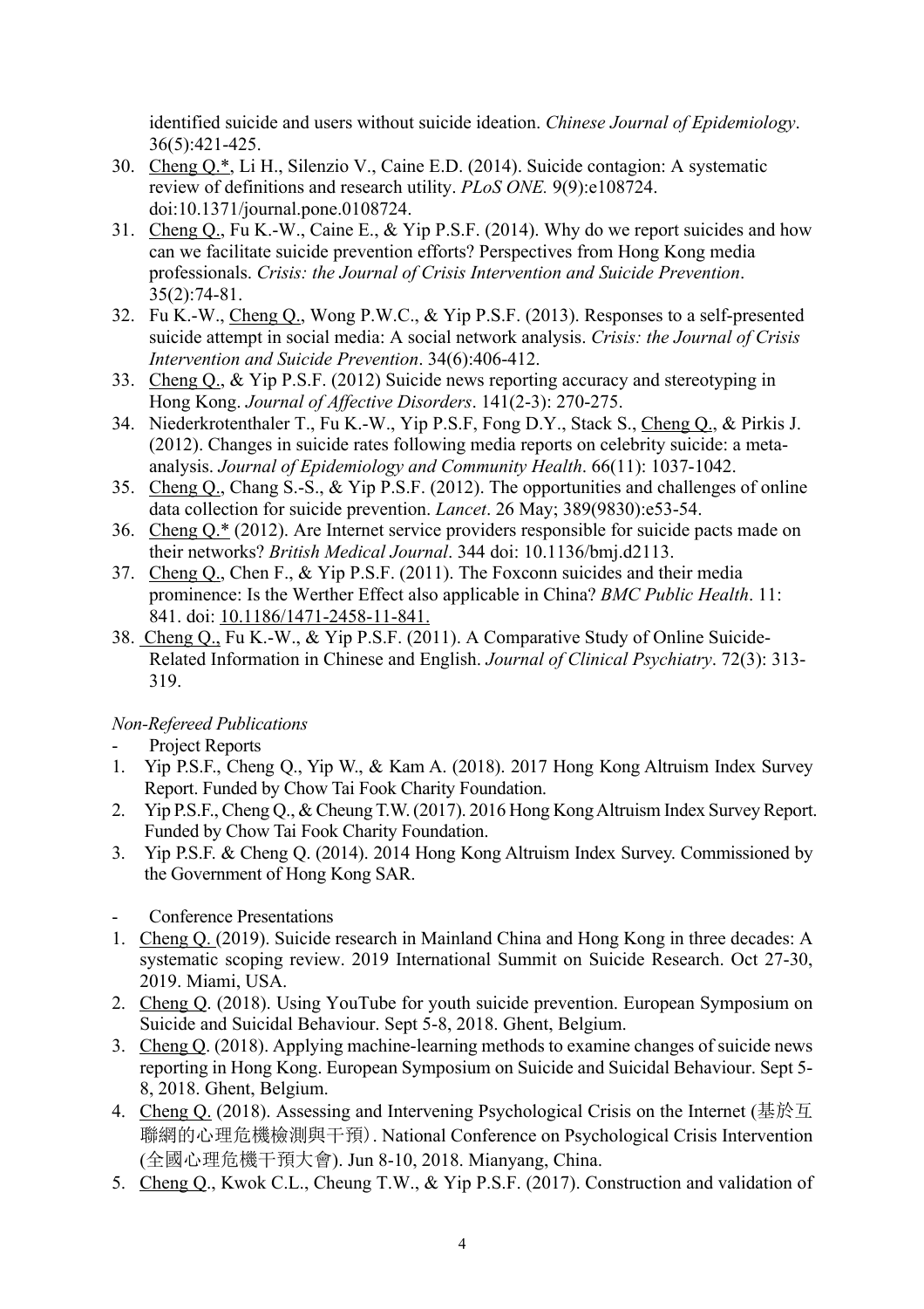identified suicide and users without suicide ideation. *Chinese Journal of Epidemiology*. 36(5):421-425.

30. Cheng Q.*, Li H., Silenzio V., Caine E.D. (2014). Suicide contagion: A systematic review of definitions and research utility. *PLoS ONE.* 9(9):e108724. doi:10.1371/journal.pone.0108724.
31. Cheng Q., Fu K.-W., Caine E., & Yip P.S.F. (2014). Why do we report suicides and how can we facilitate suicide prevention efforts? Perspectives from Hong Kong media professionals. *Crisis: the Journal of Crisis Intervention and Suicide Prevention*. 35(2):74-81.
32. Fu K.-W., Cheng Q., Wong P.W.C., & Yip P.S.F. (2013). Responses to a self-presented suicide attempt in social media: A social network analysis. *Crisis: the Journal of Crisis Intervention and Suicide Prevention*. 34(6):406-412.
33. Cheng Q., & Yip P.S.F. (2012) Suicide news reporting accuracy and stereotyping in Hong Kong. *Journal of Affective Disorders*. 141(2-3): 270-275.
34. Niederkrotenthaler T., Fu K.-W., Yip P.S.F, Fong D.Y., Stack S., Cheng Q., & Pirkis J. (2012). Changes in suicide rates following media reports on celebrity suicide: a meta-analysis. *Journal of Epidemiology and Community Health*. 66(11): 1037-1042.
35. Cheng Q., Chang S.-S., & Yip P.S.F. (2012). The opportunities and challenges of online data collection for suicide prevention. *Lancet*. 26 May; 389(9830):e53-54.
36. Cheng Q.* (2012). Are Internet service providers responsible for suicide pacts made on their networks? *British Medical Journal*. 344 doi: 10.1136/bmj.d2113.
37. Cheng Q., Chen F., & Yip P.S.F. (2011). The Foxconn suicides and their media prominence: Is the Werther Effect also applicable in China? *BMC Public Health*. 11: 841. doi: 10.1186/1471-2458-11-841.
38. Cheng Q., Fu K.-W., & Yip P.S.F. (2011). A Comparative Study of Online Suicide-Related Information in Chinese and English. *Journal of Clinical Psychiatry*. 72(3): 313-319.

*Non-Refereed Publications*

- Project Reports

1. Yip P.S.F., Cheng Q., Yip W., & Kam A. (2018). 2017 Hong Kong Altruism Index Survey Report. Funded by Chow Tai Fook Charity Foundation.
2. Yip P.S.F., Cheng Q., & Cheung T.W. (2017). 2016 Hong Kong Altruism Index Survey Report. Funded by Chow Tai Fook Charity Foundation.
3. Yip P.S.F. & Cheng Q. (2014). 2014 Hong Kong Altruism Index Survey. Commissioned by the Government of Hong Kong SAR.

- Conference Presentations

1. Cheng Q. (2019). Suicide research in Mainland China and Hong Kong in three decades: A systematic scoping review. 2019 International Summit on Suicide Research. Oct 27-30, 2019. Miami, USA.
2. Cheng Q. (2018). Using YouTube for youth suicide prevention. European Symposium on Suicide and Suicidal Behaviour. Sept 5-8, 2018. Ghent, Belgium.
3. Cheng Q. (2018). Applying machine-learning methods to examine changes of suicide news reporting in Hong Kong. European Symposium on Suicide and Suicidal Behaviour. Sept 5-8, 2018. Ghent, Belgium.
4. Cheng Q. (2018). Assessing and Intervening Psychological Crisis on the Internet (基於互聯網的心理危機檢測與干預). National Conference on Psychological Crisis Intervention (全國心理危機干預大會). Jun 8-10, 2018. Mianyang, China.
5. Cheng Q., Kwok C.L., Cheung T.W., & Yip P.S.F. (2017). Construction and validation of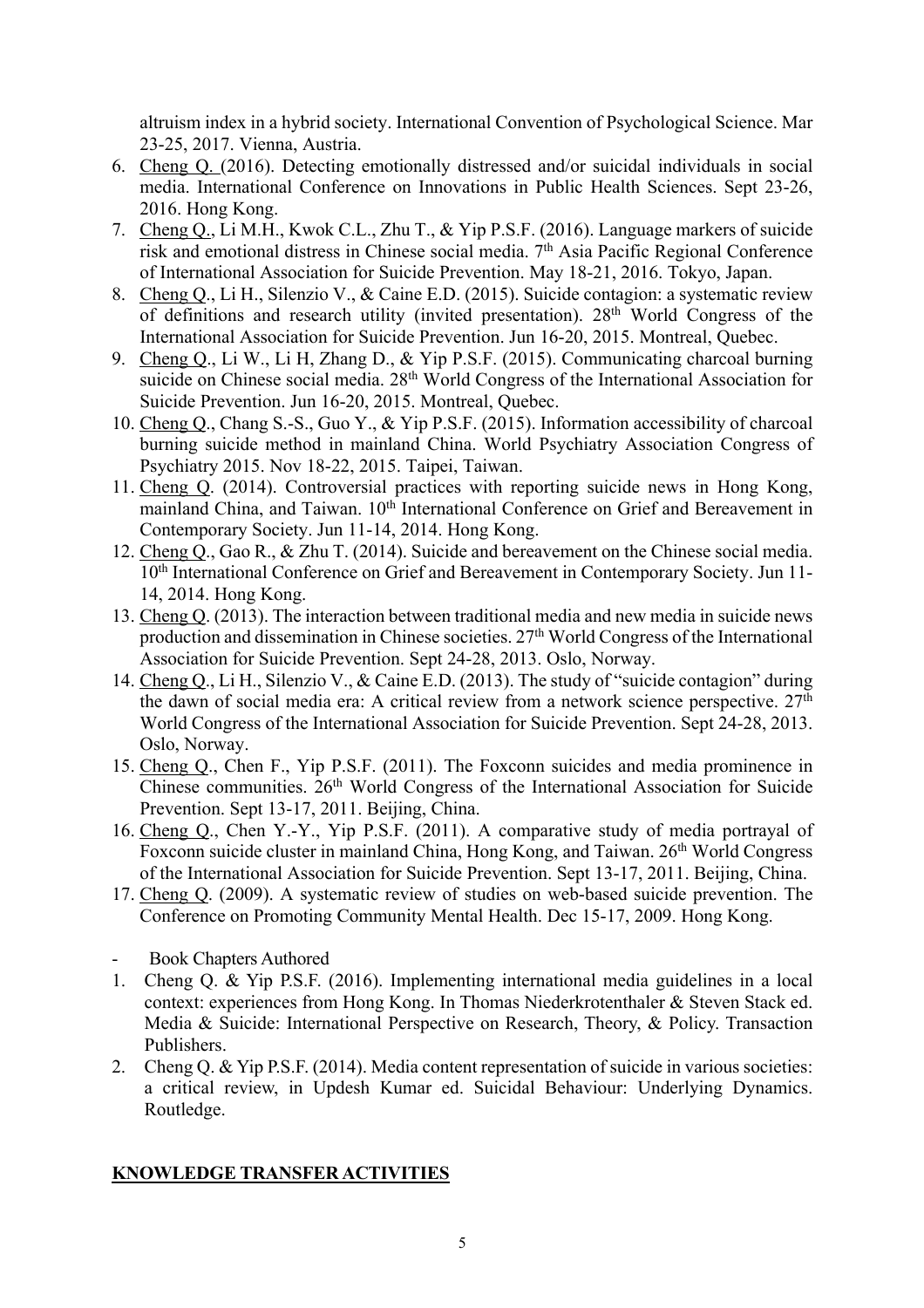altruism index in a hybrid society. International Convention of Psychological Science. Mar 23-25, 2017. Vienna, Austria.

6. Cheng Q. (2016). Detecting emotionally distressed and/or suicidal individuals in social media. International Conference on Innovations in Public Health Sciences. Sept 23-26, 2016. Hong Kong.
7. Cheng Q., Li M.H., Kwok C.L., Zhu T., & Yip P.S.F. (2016). Language markers of suicide risk and emotional distress in Chinese social media. 7th Asia Pacific Regional Conference of International Association for Suicide Prevention. May 18-21, 2016. Tokyo, Japan.
8. Cheng Q., Li H., Silenzio V., & Caine E.D. (2015). Suicide contagion: a systematic review of definitions and research utility (invited presentation). 28th World Congress of the International Association for Suicide Prevention. Jun 16-20, 2015. Montreal, Quebec.
9. Cheng Q., Li W., Li H, Zhang D., & Yip P.S.F. (2015). Communicating charcoal burning suicide on Chinese social media. 28th World Congress of the International Association for Suicide Prevention. Jun 16-20, 2015. Montreal, Quebec.
10. Cheng Q., Chang S.-S., Guo Y., & Yip P.S.F. (2015). Information accessibility of charcoal burning suicide method in mainland China. World Psychiatry Association Congress of Psychiatry 2015. Nov 18-22, 2015. Taipei, Taiwan.
11. Cheng Q. (2014). Controversial practices with reporting suicide news in Hong Kong, mainland China, and Taiwan. 10th International Conference on Grief and Bereavement in Contemporary Society. Jun 11-14, 2014. Hong Kong.
12. Cheng Q., Gao R., & Zhu T. (2014). Suicide and bereavement on the Chinese social media. 10th International Conference on Grief and Bereavement in Contemporary Society. Jun 11-14, 2014. Hong Kong.
13. Cheng Q. (2013). The interaction between traditional media and new media in suicide news production and dissemination in Chinese societies. 27th World Congress of the International Association for Suicide Prevention. Sept 24-28, 2013. Oslo, Norway.
14. Cheng Q., Li H., Silenzio V., & Caine E.D. (2013). The study of "suicide contagion" during the dawn of social media era: A critical review from a network science perspective. 27th World Congress of the International Association for Suicide Prevention. Sept 24-28, 2013. Oslo, Norway.
15. Cheng Q., Chen F., Yip P.S.F. (2011). The Foxconn suicides and media prominence in Chinese communities. 26th World Congress of the International Association for Suicide Prevention. Sept 13-17, 2011. Beijing, China.
16. Cheng Q., Chen Y.-Y., Yip P.S.F. (2011). A comparative study of media portrayal of Foxconn suicide cluster in mainland China, Hong Kong, and Taiwan. 26th World Congress of the International Association for Suicide Prevention. Sept 13-17, 2011. Beijing, China.
17. Cheng Q. (2009). A systematic review of studies on web-based suicide prevention. The Conference on Promoting Community Mental Health. Dec 15-17, 2009. Hong Kong.

- Book Chapters Authored

1. Cheng Q. & Yip P.S.F. (2016). Implementing international media guidelines in a local context: experiences from Hong Kong. In Thomas Niederkrotenthaler & Steven Stack ed. Media & Suicide: International Perspective on Research, Theory, & Policy. Transaction Publishers.
2. Cheng Q. & Yip P.S.F. (2014). Media content representation of suicide in various societies: a critical review, in Updesh Kumar ed. Suicidal Behaviour: Underlying Dynamics. Routledge.

## KNOWLEDGE TRANSFER ACTIVITIES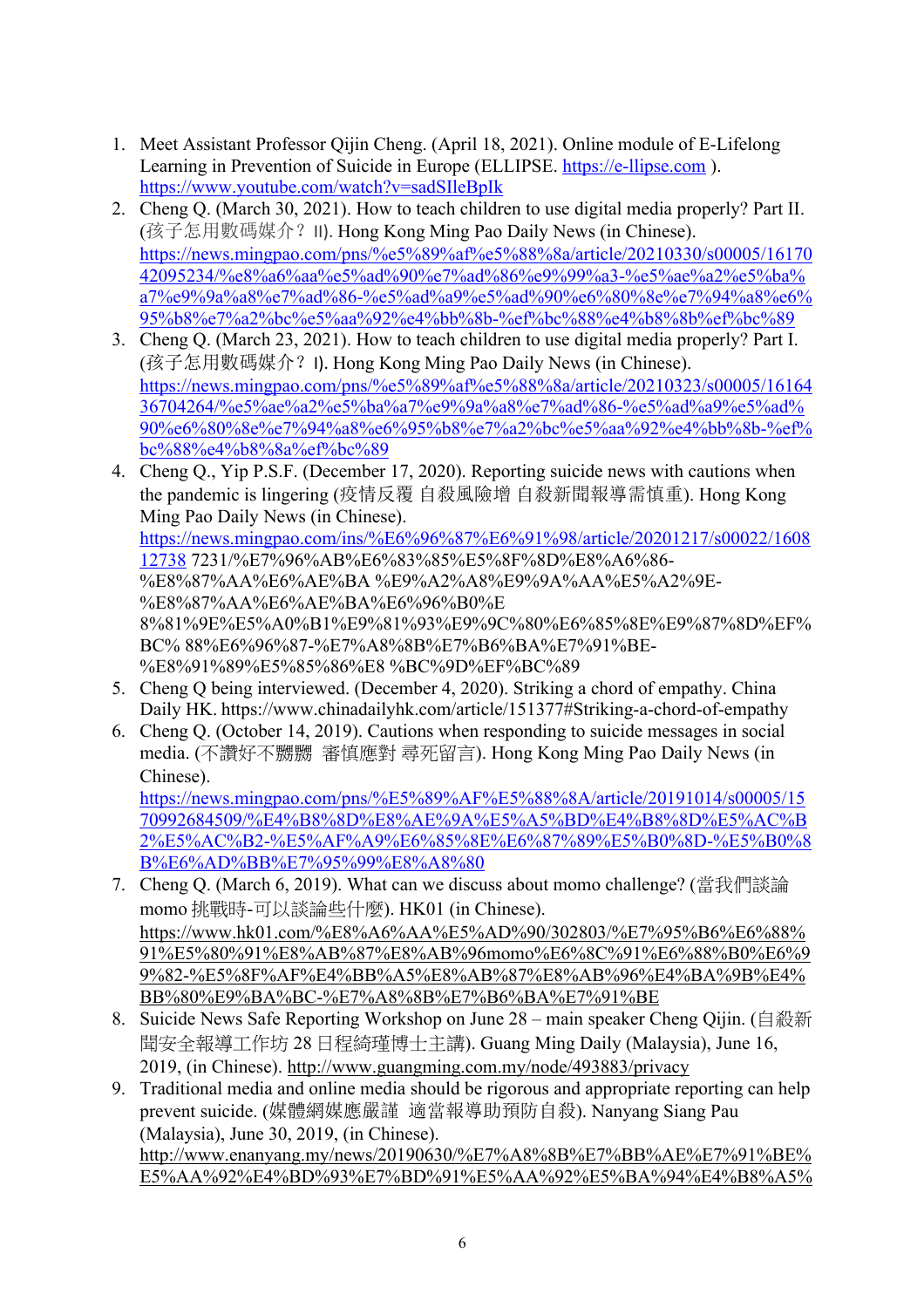1. Meet Assistant Professor Qijin Cheng. (April 18, 2021). Online module of E-Lifelong Learning in Prevention of Suicide in Europe (ELLIPSE. https://e-llipse.com ). https://www.youtube.com/watch?v=sadSIleBpIk
2. Cheng Q. (March 30, 2021). How to teach children to use digital media properly? Part II. (孩子怎用數碼媒介？ II). Hong Kong Ming Pao Daily News (in Chinese). https://news.mingpao.com/pns/%e5%89%af%e5%88%8a/article/20210330/s00005/1617042095234/%e8%a6%aa%e5%ad%90%e7%ad%86%e9%99%a3-%e5%ae%a2%e5%ba%a7%e9%9a%a8%e7%ad%86-%e5%ad%a9%e5%ad%90%e6%80%8e%e7%94%a8%e6%95%b8%e7%a2%bc%e5%aa%92%e4%bb%8b-%ef%bc%88%e4%b8%8b%ef%bc%89
3. Cheng Q. (March 23, 2021). How to teach children to use digital media properly? Part I. (孩子怎用數碼媒介？ I). Hong Kong Ming Pao Daily News (in Chinese). https://news.mingpao.com/pns/%e5%89%af%e5%88%8a/article/20210323/s00005/1616436704264/%e5%ae%a2%e5%ba%a7%e9%9a%a8%e7%ad%86-%e5%ad%a9%e5%ad%90%e6%80%8e%e7%94%a8%e6%95%b8%e7%a2%bc%e5%aa%92%e4%bb%8b-%ef%bc%88%e4%b8%8a%ef%bc%89
4. Cheng Q., Yip P.S.F. (December 17, 2020). Reporting suicide news with cautions when the pandemic is lingering (疫情反覆 自殺風險增 自殺新聞報導需慎重). Hong Kong Ming Pao Daily News (in Chinese). https://news.mingpao.com/ins/%E6%96%87%E6%91%98/article/20201217/s00022/160812738 7231/%E7%96%AB%E6%83%85%E5%8F%8D%E8%A6%86-%E8%87%AA%E6%AE%BA %E9%A2%A8%E9%9A%AA%E5%A2%9E-%E8%87%AA%E6%AE%BA%E6%96%B0%E 8%81%9E%E5%A0%B1%E9%81%93%E9%9C%80%E6%85%8E%E9%87%8D%EF%BC% 88%E6%96%87-%E7%A8%8B%E7%B6%BA%E7%91%BE-%E8%91%89%E5%85%86%E8 %BC%9D%EF%BC%89
5. Cheng Q being interviewed. (December 4, 2020). Striking a chord of empathy. China Daily HK. https://www.chinadailyhk.com/article/151377#Striking-a-chord-of-empathy
6. Cheng Q. (October 14, 2019). Cautions when responding to suicide messages in social media. (不讚好不嬲嬲 審慎應對 尋死留言). Hong Kong Ming Pao Daily News (in Chinese). https://news.mingpao.com/pns/%E5%89%AF%E5%88%8A/article/20191014/s00005/1570992684509/%E4%B8%8D%E8%AE%9A%E5%A5%BD%E4%B8%8D%E5%AC%B2%E5%AC%B2-%E5%AF%A9%E6%85%8E%E6%87%89%E5%B0%8D-%E5%B0%8B%E6%AD%BB%E7%95%99%E8%A8%80
7. Cheng Q. (March 6, 2019). What can we discuss about momo challenge? (當我們談論 momo 挑戰時-可以談論些什麼). HK01 (in Chinese). https://www.hk01.com/%E8%A6%AA%E5%AD%90/302803/%E7%95%B6%E6%88%91%E5%80%91%E8%AB%87%E8%AB%96momo%E6%8C%91%E6%88%B0%E6%99%82-%E5%8F%AF%E4%BB%A5%E8%AB%87%E8%AB%96%E4%BA%9B%E4%BB%80%E9%BA%BC-%E7%A8%8B%E7%B6%BA%E7%91%BE
8. Suicide News Safe Reporting Workshop on June 28 – main speaker Cheng Qijin. (自殺新聞安全報導工作坊 28 日程綺瑾博士主講). Guang Ming Daily (Malaysia), June 16, 2019, (in Chinese). http://www.guangming.com.my/node/493883/privacy
9. Traditional media and online media should be rigorous and appropriate reporting can help prevent suicide. (媒體網媒應嚴謹 適當報導助預防自殺). Nanyang Siang Pau (Malaysia), June 30, 2019, (in Chinese). http://www.enanyang.my/news/20190630/%E7%A8%8B%E7%BB%AE%E7%91%BE%E5%AA%92%E4%BD%93%E7%BD%91%E5%AA%92%E5%BA%94%E4%B8%A5%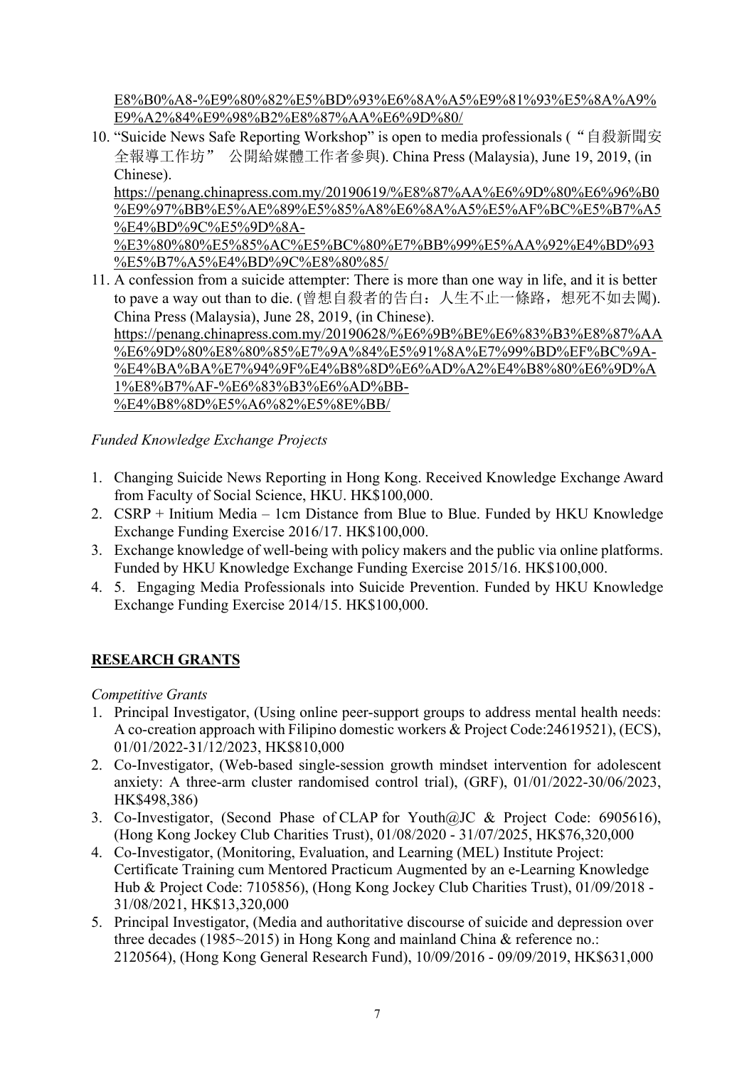E8%B0%A8-%E9%80%82%E5%BD%93%E6%8A%A5%E9%81%93%E5%8A%A9%E9%A2%84%E9%98%B2%E8%87%AA%E6%9D%80/

10. "Suicide News Safe Reporting Workshop" is open to media professionals (“自殺新聞安全報導工作坊” 公開給媒體工作者參與). China Press (Malaysia), June 19, 2019, (in Chinese). https://penang.chinapress.com.my/20190619/%E8%87%AA%E6%9D%80%E6%96%B0%E9%97%BB%E5%AE%89%E5%85%A8%E6%8A%A5%E5%AF%BC%E5%B7%A5%E4%BD%9C%E5%9D%8A-%E3%80%80%E5%85%AC%E5%BC%80%E7%BB%99%E5%AA%92%E4%BD%93%E5%B7%A5%E4%BD%9C%E8%80%85/
11. A confession from a suicide attempter: There is more than one way in life, and it is better to pave a way out than to die. (曾想自殺者的告白：人生不止一條路，想死不如去闖). China Press (Malaysia), June 28, 2019, (in Chinese). https://penang.chinapress.com.my/20190628/%E6%9B%BE%E6%83%B3%E8%87%AA%E6%9D%80%E8%80%85%E7%9A%84%E5%91%8A%E7%99%BD%EF%BC%9A-%E4%BA%BA%E7%94%9F%E4%B8%8D%E6%AD%A2%E4%B8%80%E6%9D%A1%E8%B7%AF-%E6%83%B3%E6%AD%BB-%E4%B8%8D%E5%A6%82%E5%8E%BB/

*Funded Knowledge Exchange Projects*

1. Changing Suicide News Reporting in Hong Kong. Received Knowledge Exchange Award from Faculty of Social Science, HKU. HK$100,000.
2. CSRP + Initium Media – 1cm Distance from Blue to Blue. Funded by HKU Knowledge Exchange Funding Exercise 2016/17. HK$100,000.
3. Exchange knowledge of well-being with policy makers and the public via online platforms. Funded by HKU Knowledge Exchange Funding Exercise 2015/16. HK$100,000.
4. 5. Engaging Media Professionals into Suicide Prevention. Funded by HKU Knowledge Exchange Funding Exercise 2014/15. HK$100,000.

## RESEARCH GRANTS

*Competitive Grants*

1. Principal Investigator, (Using online peer-support groups to address mental health needs: A co-creation approach with Filipino domestic workers & Project Code:24619521), (ECS), 01/01/2022-31/12/2023, HK$810,000
2. Co-Investigator, (Web-based single-session growth mindset intervention for adolescent anxiety: A three-arm cluster randomised control trial), (GRF), 01/01/2022-30/06/2023, HK$498,386)
3. Co-Investigator, (Second Phase of CLAP for Youth@JC & Project Code: 6905616), (Hong Kong Jockey Club Charities Trust), 01/08/2020 - 31/07/2025, HK$76,320,000
4. Co-Investigator, (Monitoring, Evaluation, and Learning (MEL) Institute Project: Certificate Training cum Mentored Practicum Augmented by an e-Learning Knowledge Hub & Project Code: 7105856), (Hong Kong Jockey Club Charities Trust), 01/09/2018 - 31/08/2021, HK$13,320,000
5. Principal Investigator, (Media and authoritative discourse of suicide and depression over three decades (1985~2015) in Hong Kong and mainland China & reference no.: 2120564), (Hong Kong General Research Fund), 10/09/2016 - 09/09/2019, HK$631,000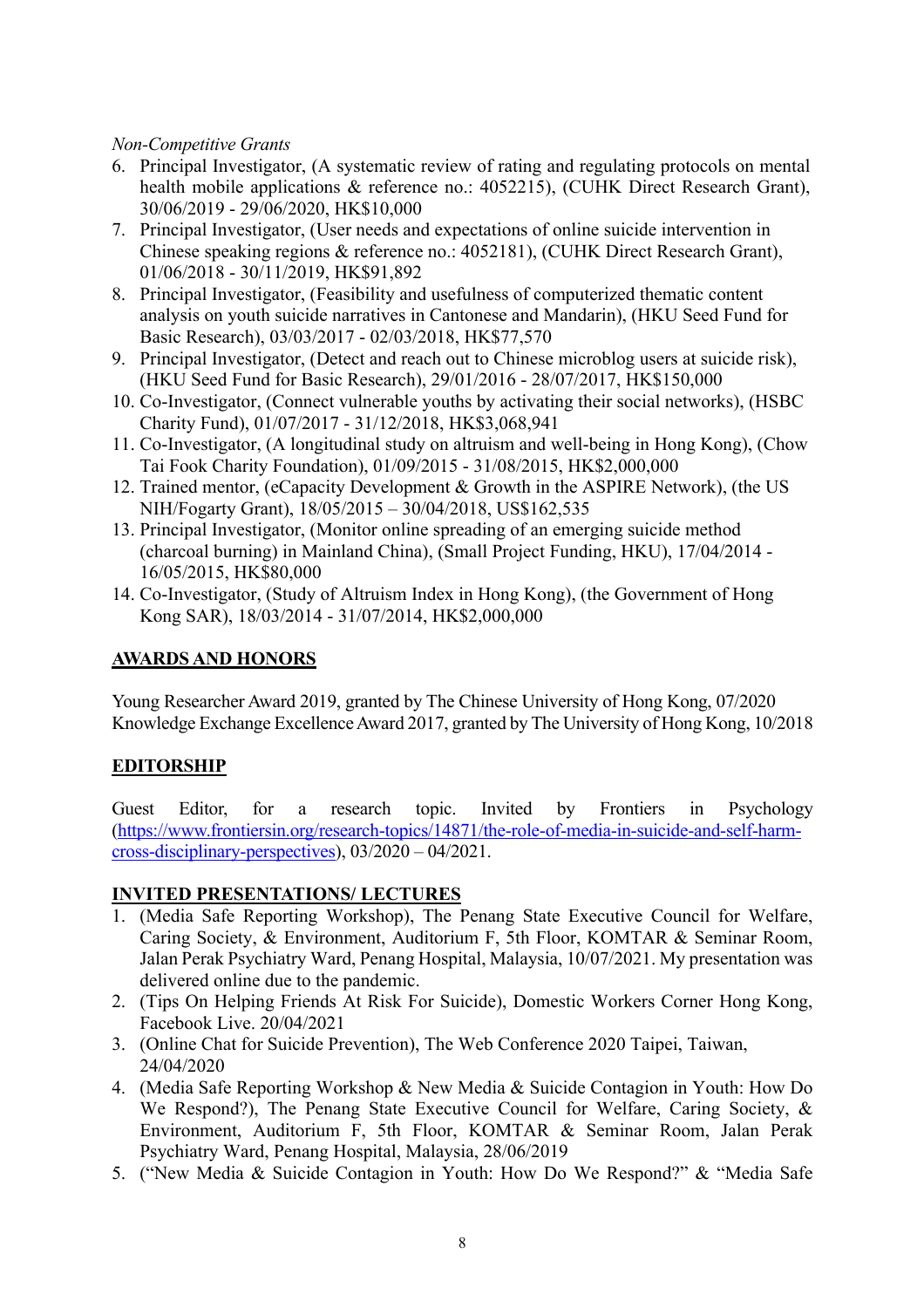*Non-Competitive Grants*

6. Principal Investigator, (A systematic review of rating and regulating protocols on mental health mobile applications & reference no.: 4052215), (CUHK Direct Research Grant), 30/06/2019 - 29/06/2020, HK$10,000
7. Principal Investigator, (User needs and expectations of online suicide intervention in Chinese speaking regions & reference no.: 4052181), (CUHK Direct Research Grant), 01/06/2018 - 30/11/2019, HK$91,892
8. Principal Investigator, (Feasibility and usefulness of computerized thematic content analysis on youth suicide narratives in Cantonese and Mandarin), (HKU Seed Fund for Basic Research), 03/03/2017 - 02/03/2018, HK$77,570
9. Principal Investigator, (Detect and reach out to Chinese microblog users at suicide risk), (HKU Seed Fund for Basic Research), 29/01/2016 - 28/07/2017, HK$150,000
10. Co-Investigator, (Connect vulnerable youths by activating their social networks), (HSBC Charity Fund), 01/07/2017 - 31/12/2018, HK$3,068,941
11. Co-Investigator, (A longitudinal study on altruism and well-being in Hong Kong), (Chow Tai Fook Charity Foundation), 01/09/2015 - 31/08/2015, HK$2,000,000
12. Trained mentor, (eCapacity Development & Growth in the ASPIRE Network), (the US NIH/Fogarty Grant), 18/05/2015 – 30/04/2018, US$162,535
13. Principal Investigator, (Monitor online spreading of an emerging suicide method (charcoal burning) in Mainland China), (Small Project Funding, HKU), 17/04/2014 - 16/05/2015, HK$80,000
14. Co-Investigator, (Study of Altruism Index in Hong Kong), (the Government of Hong Kong SAR), 18/03/2014 - 31/07/2014, HK$2,000,000

## AWARDS AND HONORS

Young Researcher Award 2019, granted by The Chinese University of Hong Kong, 07/2020
Knowledge Exchange Excellence Award 2017, granted by The University of Hong Kong, 10/2018

## EDITORSHIP

Guest Editor, for a research topic. Invited by Frontiers in Psychology ([https://www.frontiersin.org/research-topics/14871/the-role-of-media-in-suicide-and-self-harm-cross-disciplinary-perspectives](https://www.frontiersin.org/research-topics/14871/the-role-of-media-in-suicide-and-self-harm-cross-disciplinary-perspectives)), 03/2020 – 04/2021.

## INVITED PRESENTATIONS/ LECTURES

1. (Media Safe Reporting Workshop), The Penang State Executive Council for Welfare, Caring Society, & Environment, Auditorium F, 5th Floor, KOMTAR & Seminar Room, Jalan Perak Psychiatry Ward, Penang Hospital, Malaysia, 10/07/2021. My presentation was delivered online due to the pandemic.
2. (Tips On Helping Friends At Risk For Suicide), Domestic Workers Corner Hong Kong, Facebook Live. 20/04/2021
3. (Online Chat for Suicide Prevention), The Web Conference 2020 Taipei, Taiwan, 24/04/2020
4. (Media Safe Reporting Workshop & New Media & Suicide Contagion in Youth: How Do We Respond?), The Penang State Executive Council for Welfare, Caring Society, & Environment, Auditorium F, 5th Floor, KOMTAR & Seminar Room, Jalan Perak Psychiatry Ward, Penang Hospital, Malaysia, 28/06/2019
5. ("New Media & Suicide Contagion in Youth: How Do We Respond?" & "Media Safe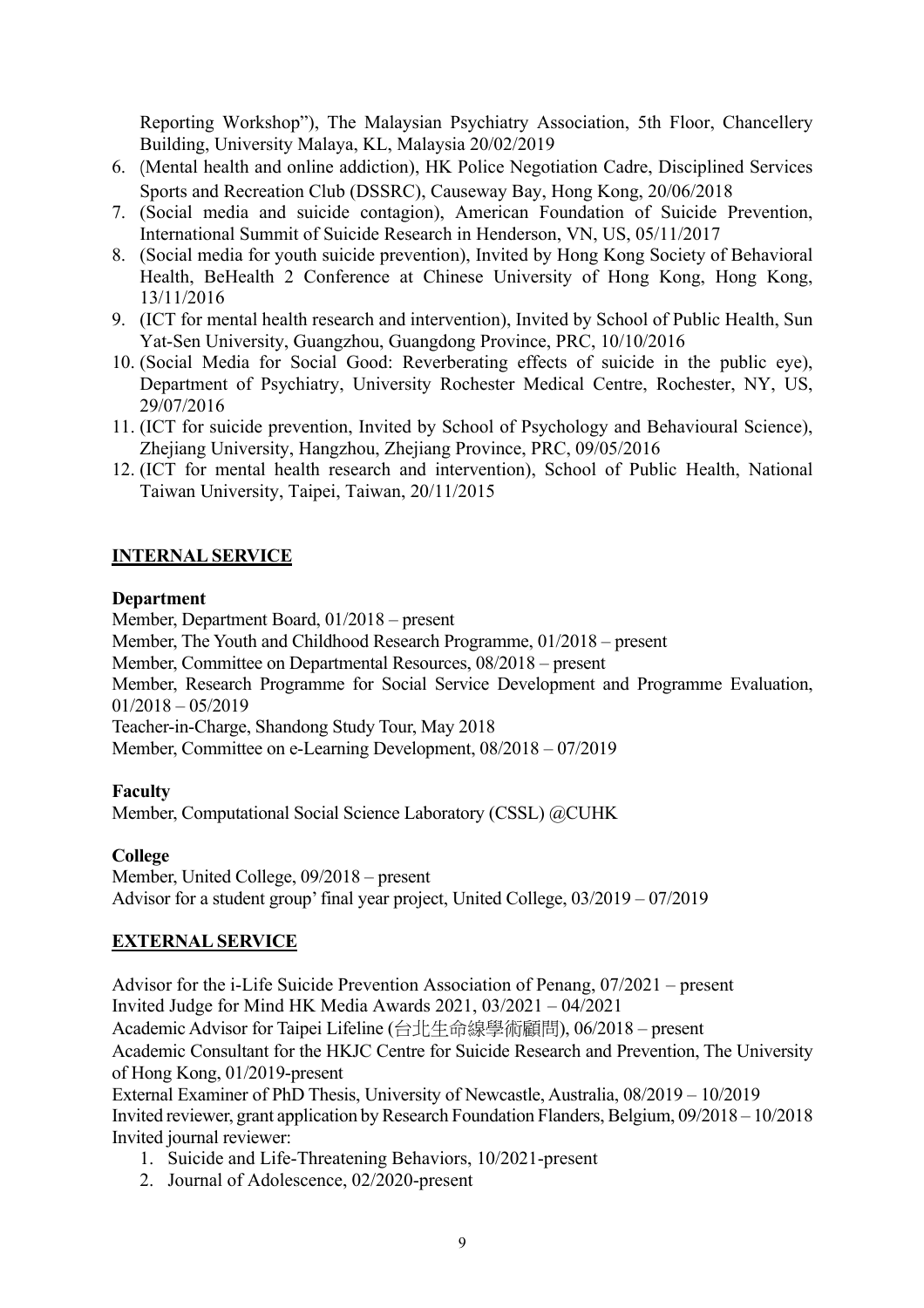Reporting Workshop"), The Malaysian Psychiatry Association, 5th Floor, Chancellery Building, University Malaya, KL, Malaysia 20/02/2019

6. (Mental health and online addiction), HK Police Negotiation Cadre, Disciplined Services Sports and Recreation Club (DSSRC), Causeway Bay, Hong Kong, 20/06/2018
7. (Social media and suicide contagion), American Foundation of Suicide Prevention, International Summit of Suicide Research in Henderson, VN, US, 05/11/2017
8. (Social media for youth suicide prevention), Invited by Hong Kong Society of Behavioral Health, BeHealth 2 Conference at Chinese University of Hong Kong, Hong Kong, 13/11/2016
9. (ICT for mental health research and intervention), Invited by School of Public Health, Sun Yat-Sen University, Guangzhou, Guangdong Province, PRC, 10/10/2016
10. (Social Media for Social Good: Reverberating effects of suicide in the public eye), Department of Psychiatry, University Rochester Medical Centre, Rochester, NY, US, 29/07/2016
11. (ICT for suicide prevention, Invited by School of Psychology and Behavioural Science), Zhejiang University, Hangzhou, Zhejiang Province, PRC, 09/05/2016
12. (ICT for mental health research and intervention), School of Public Health, National Taiwan University, Taipei, Taiwan, 20/11/2015

## INTERNAL SERVICE

**Department**

Member, Department Board, 01/2018 – present
Member, The Youth and Childhood Research Programme, 01/2018 – present
Member, Committee on Departmental Resources, 08/2018 – present
Member, Research Programme for Social Service Development and Programme Evaluation, 01/2018 – 05/2019
Teacher-in-Charge, Shandong Study Tour, May 2018
Member, Committee on e-Learning Development, 08/2018 – 07/2019

**Faculty**

Member, Computational Social Science Laboratory (CSSL) @CUHK

**College**

Member, United College, 09/2018 – present
Advisor for a student group' final year project, United College, 03/2019 – 07/2019

## EXTERNAL SERVICE

Advisor for the i-Life Suicide Prevention Association of Penang, 07/2021 – present
Invited Judge for Mind HK Media Awards 2021, 03/2021 – 04/2021
Academic Advisor for Taipei Lifeline (台北生命線學術顧問), 06/2018 – present
Academic Consultant for the HKJC Centre for Suicide Research and Prevention, The University of Hong Kong, 01/2019-present
External Examiner of PhD Thesis, University of Newcastle, Australia, 08/2019 – 10/2019
Invited reviewer, grant application by Research Foundation Flanders, Belgium, 09/2018 – 10/2018
Invited journal reviewer:

1. Suicide and Life-Threatening Behaviors, 10/2021-present
2. Journal of Adolescence, 02/2020-present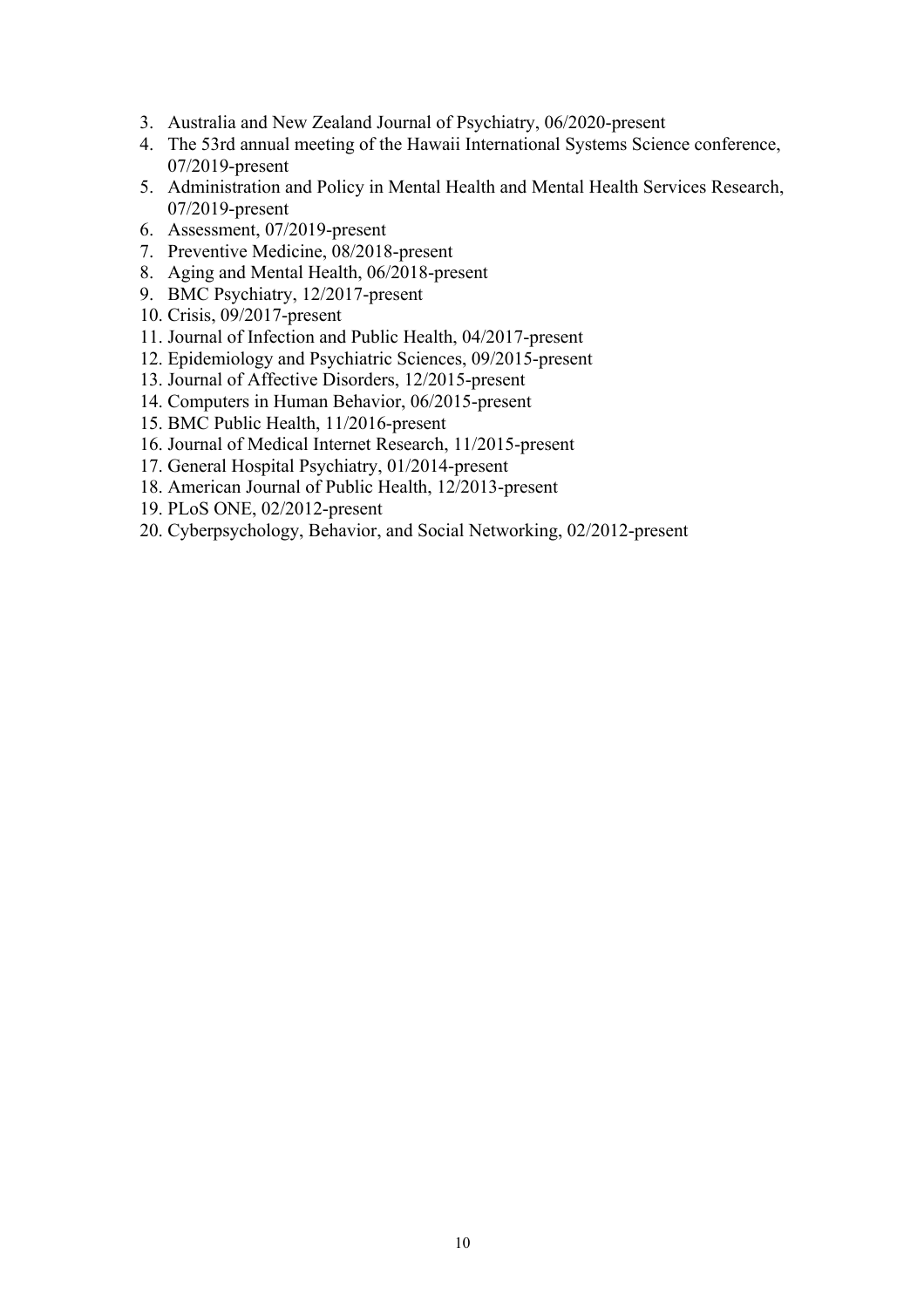3. Australia and New Zealand Journal of Psychiatry, 06/2020-present
4. The 53rd annual meeting of the Hawaii International Systems Science conference, 07/2019-present
5. Administration and Policy in Mental Health and Mental Health Services Research, 07/2019-present
6. Assessment, 07/2019-present
7. Preventive Medicine, 08/2018-present
8. Aging and Mental Health, 06/2018-present
9. BMC Psychiatry, 12/2017-present
10. Crisis, 09/2017-present
11. Journal of Infection and Public Health, 04/2017-present
12. Epidemiology and Psychiatric Sciences, 09/2015-present
13. Journal of Affective Disorders, 12/2015-present
14. Computers in Human Behavior, 06/2015-present
15. BMC Public Health, 11/2016-present
16. Journal of Medical Internet Research, 11/2015-present
17. General Hospital Psychiatry, 01/2014-present
18. American Journal of Public Health, 12/2013-present
19. PLoS ONE, 02/2012-present
20. Cyberpsychology, Behavior, and Social Networking, 02/2012-present